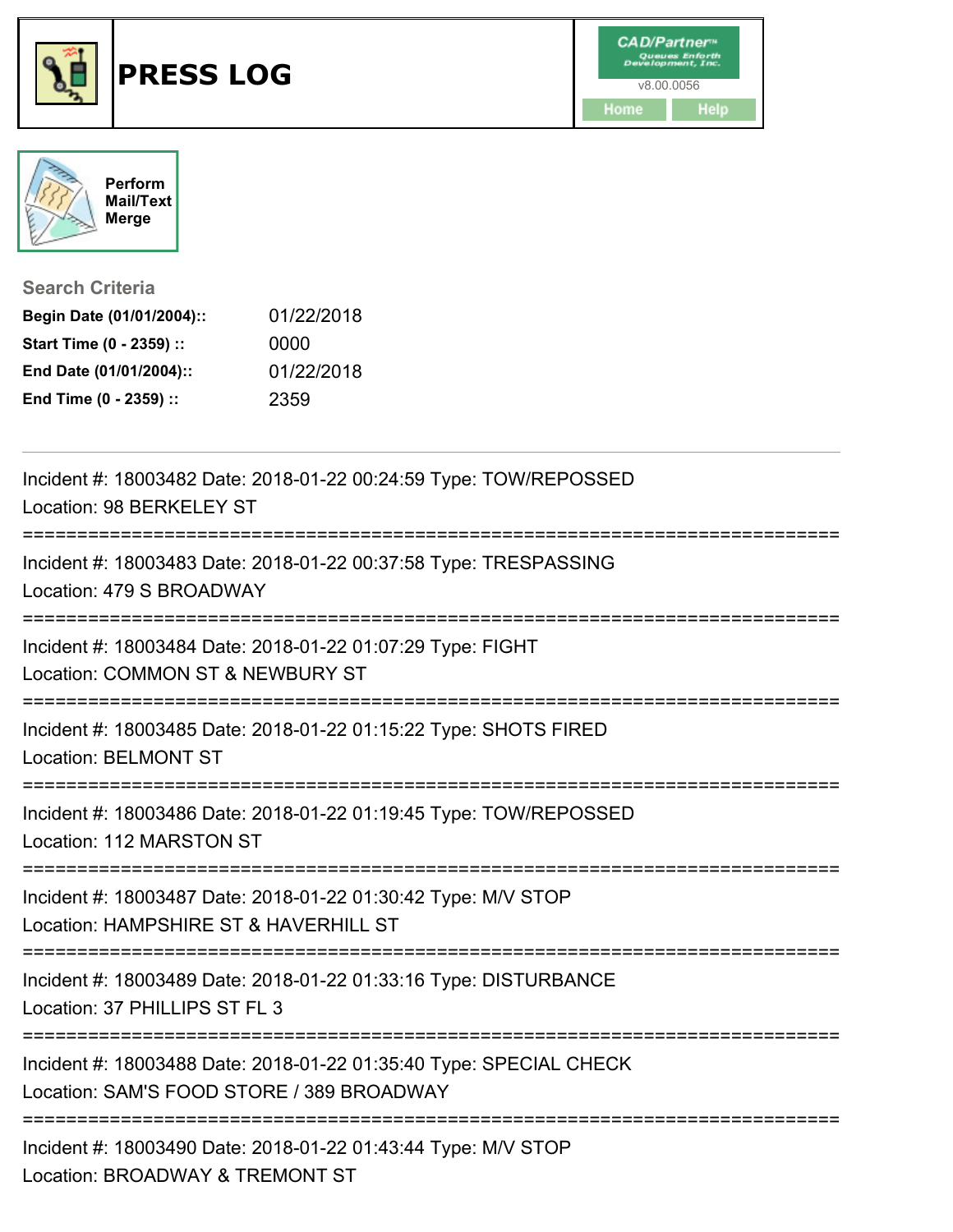# PRESS LOG

CAD/Partner™ Queues Enforth Development, Inc.
v8.00.0056
Home Help

Perform Mail/Text Merge

## Search Criteria

**Begin Date (01/01/2004)::** 01/22/2018
**Start Time (0 - 2359) ::** 0000
**End Date (01/01/2004)::** 01/22/2018
**End Time (0 - 2359) ::** 2359

---

Incident #: 18003482 Date: 2018-01-22 00:24:59 Type: TOW/REPOSSED
Location: 98 BERKELEY ST

===========================================================================

Incident #: 18003483 Date: 2018-01-22 00:37:58 Type: TRESPASSING
Location: 479 S BROADWAY

===========================================================================

Incident #: 18003484 Date: 2018-01-22 01:07:29 Type: FIGHT
Location: COMMON ST & NEWBURY ST

===========================================================================

Incident #: 18003485 Date: 2018-01-22 01:15:22 Type: SHOTS FIRED
Location: BELMONT ST

===========================================================================

Incident #: 18003486 Date: 2018-01-22 01:19:45 Type: TOW/REPOSSED
Location: 112 MARSTON ST

===========================================================================

Incident #: 18003487 Date: 2018-01-22 01:30:42 Type: M/V STOP
Location: HAMPSHIRE ST & HAVERHILL ST

===========================================================================

Incident #: 18003489 Date: 2018-01-22 01:33:16 Type: DISTURBANCE
Location: 37 PHILLIPS ST FL 3

===========================================================================

Incident #: 18003488 Date: 2018-01-22 01:35:40 Type: SPECIAL CHECK
Location: SAM'S FOOD STORE / 389 BROADWAY

===========================================================================

Incident #: 18003490 Date: 2018-01-22 01:43:44 Type: M/V STOP
Location: BROADWAY & TREMONT ST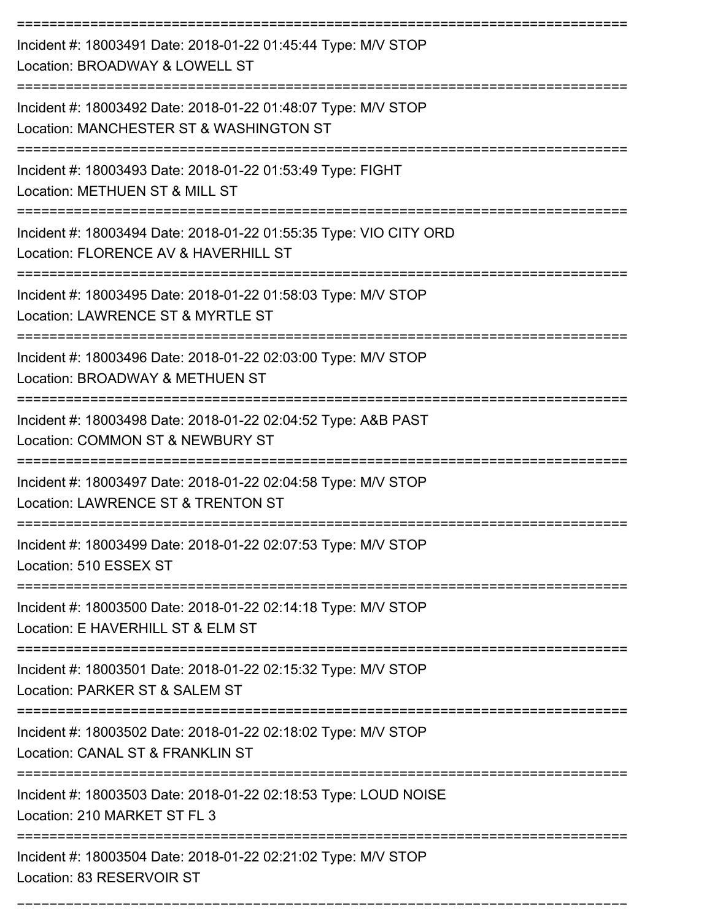===========================================================================

Incident #: 18003491 Date: 2018-01-22 01:45:44 Type: M/V STOP
Location: BROADWAY & LOWELL ST

===========================================================================

Incident #: 18003492 Date: 2018-01-22 01:48:07 Type: M/V STOP
Location: MANCHESTER ST & WASHINGTON ST

===========================================================================

Incident #: 18003493 Date: 2018-01-22 01:53:49 Type: FIGHT
Location: METHUEN ST & MILL ST

===========================================================================

Incident #: 18003494 Date: 2018-01-22 01:55:35 Type: VIO CITY ORD
Location: FLORENCE AV & HAVERHILL ST

===========================================================================

Incident #: 18003495 Date: 2018-01-22 01:58:03 Type: M/V STOP
Location: LAWRENCE ST & MYRTLE ST

===========================================================================

Incident #: 18003496 Date: 2018-01-22 02:03:00 Type: M/V STOP
Location: BROADWAY & METHUEN ST

===========================================================================

Incident #: 18003498 Date: 2018-01-22 02:04:52 Type: A&B PAST
Location: COMMON ST & NEWBURY ST

===========================================================================

Incident #: 18003497 Date: 2018-01-22 02:04:58 Type: M/V STOP
Location: LAWRENCE ST & TRENTON ST

===========================================================================

Incident #: 18003499 Date: 2018-01-22 02:07:53 Type: M/V STOP
Location: 510 ESSEX ST

===========================================================================

Incident #: 18003500 Date: 2018-01-22 02:14:18 Type: M/V STOP
Location: E HAVERHILL ST & ELM ST

===========================================================================

Incident #: 18003501 Date: 2018-01-22 02:15:32 Type: M/V STOP
Location: PARKER ST & SALEM ST

===========================================================================

Incident #: 18003502 Date: 2018-01-22 02:18:02 Type: M/V STOP
Location: CANAL ST & FRANKLIN ST

===========================================================================

Incident #: 18003503 Date: 2018-01-22 02:18:53 Type: LOUD NOISE
Location: 210 MARKET ST FL 3

===========================================================================

Incident #: 18003504 Date: 2018-01-22 02:21:02 Type: M/V STOP
Location: 83 RESERVOIR ST

===========================================================================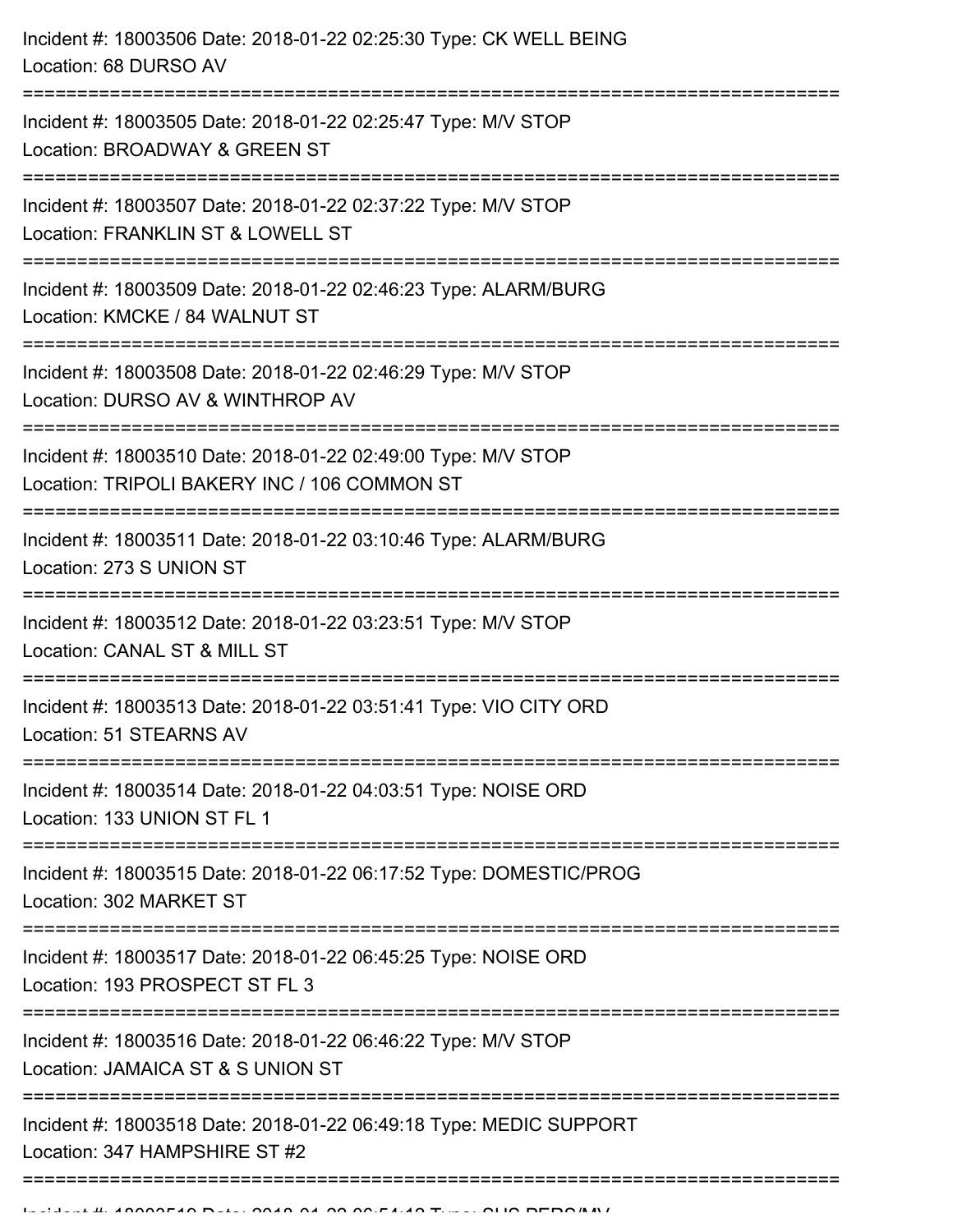Incident #: 18003506 Date: 2018-01-22 02:25:30 Type: CK WELL BEING
Location: 68 DURSO AV

===========================================================================

Incident #: 18003505 Date: 2018-01-22 02:25:47 Type: M/V STOP
Location: BROADWAY & GREEN ST

===========================================================================

Incident #: 18003507 Date: 2018-01-22 02:37:22 Type: M/V STOP
Location: FRANKLIN ST & LOWELL ST

===========================================================================

Incident #: 18003509 Date: 2018-01-22 02:46:23 Type: ALARM/BURG
Location: KMCKE / 84 WALNUT ST

===========================================================================

Incident #: 18003508 Date: 2018-01-22 02:46:29 Type: M/V STOP
Location: DURSO AV & WINTHROP AV

===========================================================================

Incident #: 18003510 Date: 2018-01-22 02:49:00 Type: M/V STOP
Location: TRIPOLI BAKERY INC / 106 COMMON ST

===========================================================================

Incident #: 18003511 Date: 2018-01-22 03:10:46 Type: ALARM/BURG
Location: 273 S UNION ST

===========================================================================

Incident #: 18003512 Date: 2018-01-22 03:23:51 Type: M/V STOP
Location: CANAL ST & MILL ST

===========================================================================

Incident #: 18003513 Date: 2018-01-22 03:51:41 Type: VIO CITY ORD
Location: 51 STEARNS AV

===========================================================================

Incident #: 18003514 Date: 2018-01-22 04:03:51 Type: NOISE ORD
Location: 133 UNION ST FL 1

===========================================================================

Incident #: 18003515 Date: 2018-01-22 06:17:52 Type: DOMESTIC/PROG
Location: 302 MARKET ST

===========================================================================

Incident #: 18003517 Date: 2018-01-22 06:45:25 Type: NOISE ORD
Location: 193 PROSPECT ST FL 3

===========================================================================

Incident #: 18003516 Date: 2018-01-22 06:46:22 Type: M/V STOP
Location: JAMAICA ST & S UNION ST

===========================================================================

Incident #: 18003518 Date: 2018-01-22 06:49:18 Type: MEDIC SUPPORT
Location: 347 HAMPSHIRE ST #2

===========================================================================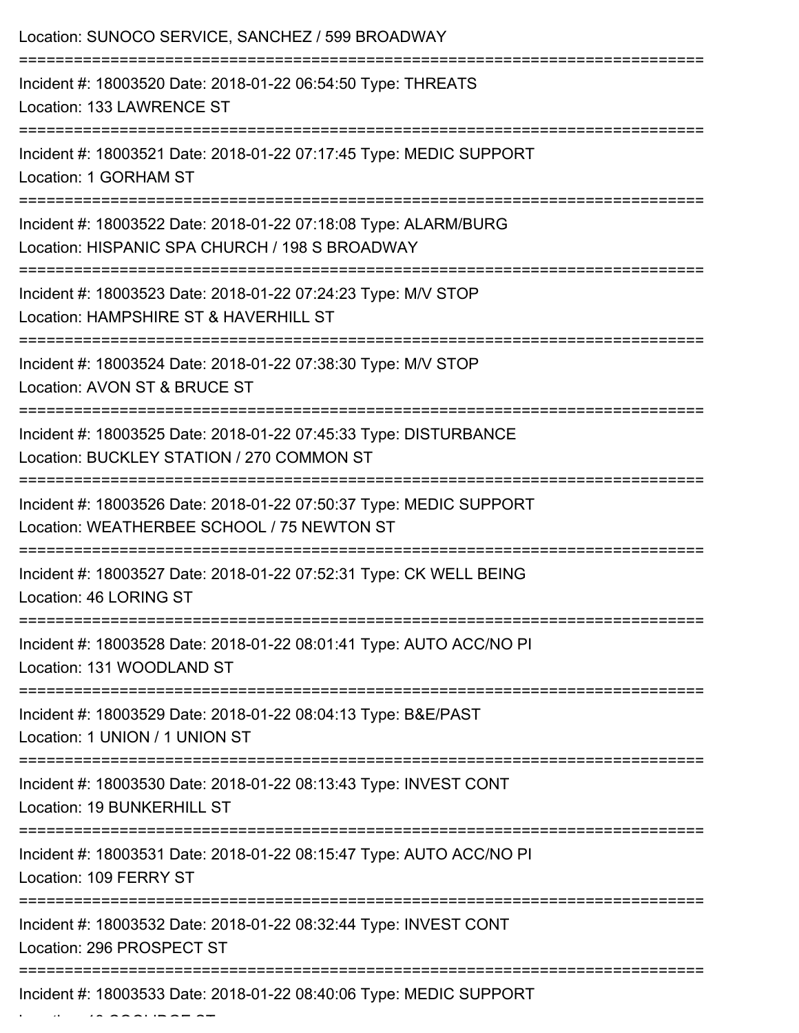Location: SUNOCO SERVICE, SANCHEZ / 599 BROADWAY

===========================================================================

Incident #: 18003520 Date: 2018-01-22 06:54:50 Type: THREATS
Location: 133 LAWRENCE ST

===========================================================================

Incident #: 18003521 Date: 2018-01-22 07:17:45 Type: MEDIC SUPPORT
Location: 1 GORHAM ST

===========================================================================

Incident #: 18003522 Date: 2018-01-22 07:18:08 Type: ALARM/BURG
Location: HISPANIC SPA CHURCH / 198 S BROADWAY

===========================================================================

Incident #: 18003523 Date: 2018-01-22 07:24:23 Type: M/V STOP
Location: HAMPSHIRE ST & HAVERHILL ST

===========================================================================

Incident #: 18003524 Date: 2018-01-22 07:38:30 Type: M/V STOP
Location: AVON ST & BRUCE ST

===========================================================================

Incident #: 18003525 Date: 2018-01-22 07:45:33 Type: DISTURBANCE
Location: BUCKLEY STATION / 270 COMMON ST

===========================================================================

Incident #: 18003526 Date: 2018-01-22 07:50:37 Type: MEDIC SUPPORT
Location: WEATHERBEE SCHOOL / 75 NEWTON ST

===========================================================================

Incident #: 18003527 Date: 2018-01-22 07:52:31 Type: CK WELL BEING
Location: 46 LORING ST

===========================================================================

Incident #: 18003528 Date: 2018-01-22 08:01:41 Type: AUTO ACC/NO PI
Location: 131 WOODLAND ST

===========================================================================

Incident #: 18003529 Date: 2018-01-22 08:04:13 Type: B&E/PAST
Location: 1 UNION / 1 UNION ST

===========================================================================

Incident #: 18003530 Date: 2018-01-22 08:13:43 Type: INVEST CONT
Location: 19 BUNKERHILL ST

===========================================================================

Incident #: 18003531 Date: 2018-01-22 08:15:47 Type: AUTO ACC/NO PI
Location: 109 FERRY ST

===========================================================================

Incident #: 18003532 Date: 2018-01-22 08:32:44 Type: INVEST CONT
Location: 296 PROSPECT ST

===========================================================================

Incident #: 18003533 Date: 2018-01-22 08:40:06 Type: MEDIC SUPPORT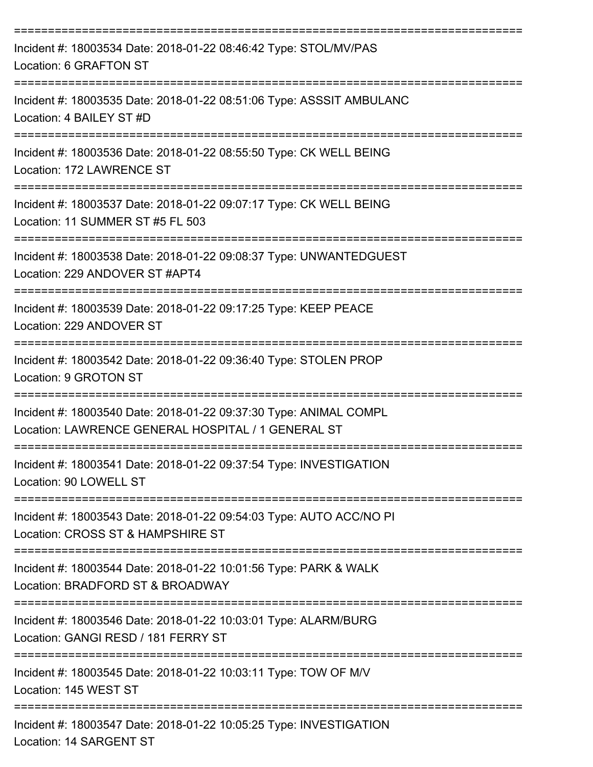===========================================================================

Incident #: 18003534 Date: 2018-01-22 08:46:42 Type: STOL/MV/PAS
Location: 6 GRAFTON ST

===========================================================================

Incident #: 18003535 Date: 2018-01-22 08:51:06 Type: ASSSIT AMBULANC
Location: 4 BAILEY ST #D

===========================================================================

Incident #: 18003536 Date: 2018-01-22 08:55:50 Type: CK WELL BEING
Location: 172 LAWRENCE ST

===========================================================================

Incident #: 18003537 Date: 2018-01-22 09:07:17 Type: CK WELL BEING
Location: 11 SUMMER ST #5 FL 503

===========================================================================

Incident #: 18003538 Date: 2018-01-22 09:08:37 Type: UNWANTEDGUEST
Location: 229 ANDOVER ST #APT4

===========================================================================

Incident #: 18003539 Date: 2018-01-22 09:17:25 Type: KEEP PEACE
Location: 229 ANDOVER ST

===========================================================================

Incident #: 18003542 Date: 2018-01-22 09:36:40 Type: STOLEN PROP
Location: 9 GROTON ST

===========================================================================

Incident #: 18003540 Date: 2018-01-22 09:37:30 Type: ANIMAL COMPL
Location: LAWRENCE GENERAL HOSPITAL / 1 GENERAL ST

===========================================================================

Incident #: 18003541 Date: 2018-01-22 09:37:54 Type: INVESTIGATION
Location: 90 LOWELL ST

===========================================================================

Incident #: 18003543 Date: 2018-01-22 09:54:03 Type: AUTO ACC/NO PI
Location: CROSS ST & HAMPSHIRE ST

===========================================================================

Incident #: 18003544 Date: 2018-01-22 10:01:56 Type: PARK & WALK
Location: BRADFORD ST & BROADWAY

===========================================================================

Incident #: 18003546 Date: 2018-01-22 10:03:01 Type: ALARM/BURG
Location: GANGI RESD / 181 FERRY ST

===========================================================================

Incident #: 18003545 Date: 2018-01-22 10:03:11 Type: TOW OF M/V
Location: 145 WEST ST

===========================================================================

Incident #: 18003547 Date: 2018-01-22 10:05:25 Type: INVESTIGATION
Location: 14 SARGENT ST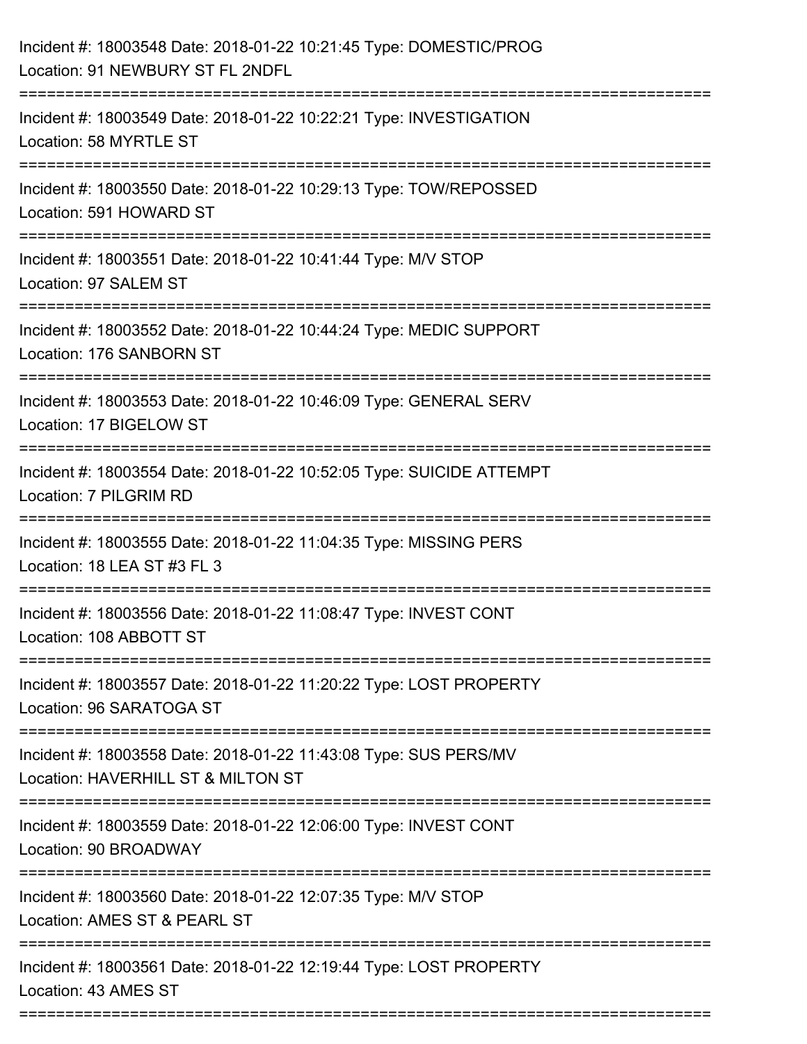Incident #: 18003548 Date: 2018-01-22 10:21:45 Type: DOMESTIC/PROG
Location: 91 NEWBURY ST FL 2NDFL

===========================================================================

Incident #: 18003549 Date: 2018-01-22 10:22:21 Type: INVESTIGATION
Location: 58 MYRTLE ST

===========================================================================

Incident #: 18003550 Date: 2018-01-22 10:29:13 Type: TOW/REPOSSED
Location: 591 HOWARD ST

===========================================================================

Incident #: 18003551 Date: 2018-01-22 10:41:44 Type: M/V STOP
Location: 97 SALEM ST

===========================================================================

Incident #: 18003552 Date: 2018-01-22 10:44:24 Type: MEDIC SUPPORT
Location: 176 SANBORN ST

===========================================================================

Incident #: 18003553 Date: 2018-01-22 10:46:09 Type: GENERAL SERV
Location: 17 BIGELOW ST

===========================================================================

Incident #: 18003554 Date: 2018-01-22 10:52:05 Type: SUICIDE ATTEMPT
Location: 7 PILGRIM RD

===========================================================================

Incident #: 18003555 Date: 2018-01-22 11:04:35 Type: MISSING PERS
Location: 18 LEA ST #3 FL 3

===========================================================================

Incident #: 18003556 Date: 2018-01-22 11:08:47 Type: INVEST CONT
Location: 108 ABBOTT ST

===========================================================================

Incident #: 18003557 Date: 2018-01-22 11:20:22 Type: LOST PROPERTY
Location: 96 SARATOGA ST

===========================================================================

Incident #: 18003558 Date: 2018-01-22 11:43:08 Type: SUS PERS/MV
Location: HAVERHILL ST & MILTON ST

===========================================================================

Incident #: 18003559 Date: 2018-01-22 12:06:00 Type: INVEST CONT
Location: 90 BROADWAY

===========================================================================

Incident #: 18003560 Date: 2018-01-22 12:07:35 Type: M/V STOP
Location: AMES ST & PEARL ST

===========================================================================

Incident #: 18003561 Date: 2018-01-22 12:19:44 Type: LOST PROPERTY
Location: 43 AMES ST

===========================================================================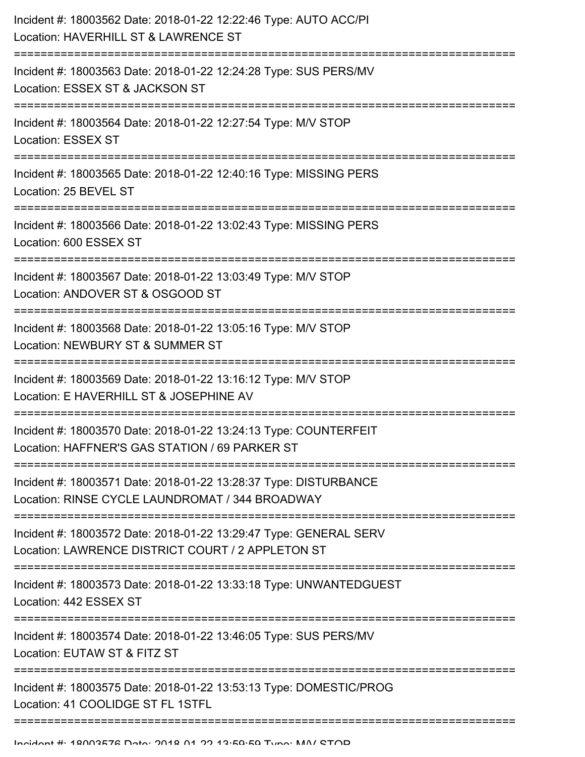Incident #: 18003562 Date: 2018-01-22 12:22:46 Type: AUTO ACC/PI
Location: HAVERHILL ST & LAWRENCE ST

===========================================================================

Incident #: 18003563 Date: 2018-01-22 12:24:28 Type: SUS PERS/MV
Location: ESSEX ST & JACKSON ST

===========================================================================

Incident #: 18003564 Date: 2018-01-22 12:27:54 Type: M/V STOP
Location: ESSEX ST

===========================================================================

Incident #: 18003565 Date: 2018-01-22 12:40:16 Type: MISSING PERS
Location: 25 BEVEL ST

===========================================================================

Incident #: 18003566 Date: 2018-01-22 13:02:43 Type: MISSING PERS
Location: 600 ESSEX ST

===========================================================================

Incident #: 18003567 Date: 2018-01-22 13:03:49 Type: M/V STOP
Location: ANDOVER ST & OSGOOD ST

===========================================================================

Incident #: 18003568 Date: 2018-01-22 13:05:16 Type: M/V STOP
Location: NEWBURY ST & SUMMER ST

===========================================================================

Incident #: 18003569 Date: 2018-01-22 13:16:12 Type: M/V STOP
Location: E HAVERHILL ST & JOSEPHINE AV

===========================================================================

Incident #: 18003570 Date: 2018-01-22 13:24:13 Type: COUNTERFEIT
Location: HAFFNER'S GAS STATION / 69 PARKER ST

===========================================================================

Incident #: 18003571 Date: 2018-01-22 13:28:37 Type: DISTURBANCE
Location: RINSE CYCLE LAUNDROMAT / 344 BROADWAY

===========================================================================

Incident #: 18003572 Date: 2018-01-22 13:29:47 Type: GENERAL SERV
Location: LAWRENCE DISTRICT COURT / 2 APPLETON ST

===========================================================================

Incident #: 18003573 Date: 2018-01-22 13:33:18 Type: UNWANTEDGUEST
Location: 442 ESSEX ST

===========================================================================

Incident #: 18003574 Date: 2018-01-22 13:46:05 Type: SUS PERS/MV
Location: EUTAW ST & FITZ ST

===========================================================================

Incident #: 18003575 Date: 2018-01-22 13:53:13 Type: DOMESTIC/PROG
Location: 41 COOLIDGE ST FL 1STFL

===========================================================================

Incident #: 18003576 Date: 2018-01-22 13:59:59 Type: M/V STOP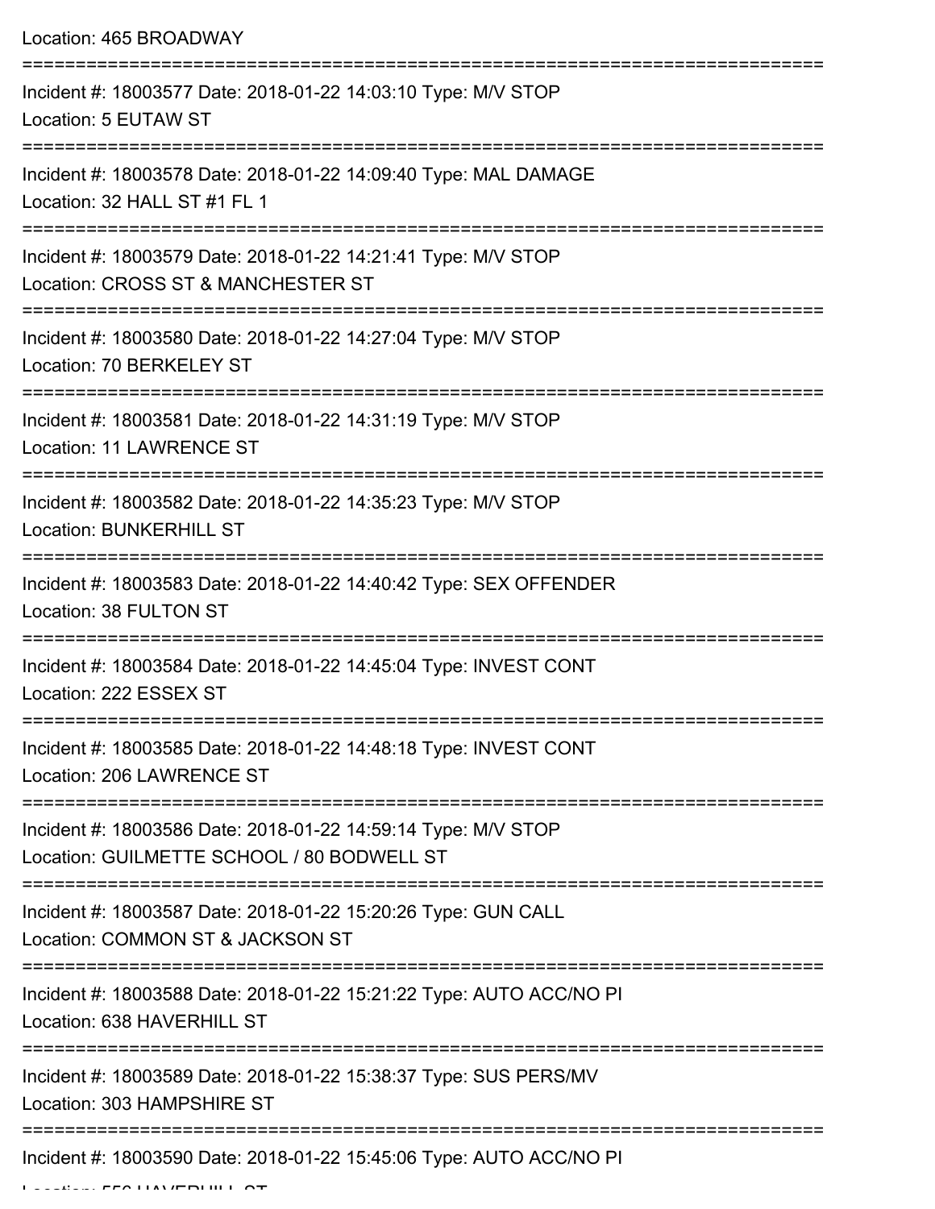Location: 465 BROADWAY

===========================================================================

Incident #: 18003577 Date: 2018-01-22 14:03:10 Type: M/V STOP
Location: 5 EUTAW ST

===========================================================================

Incident #: 18003578 Date: 2018-01-22 14:09:40 Type: MAL DAMAGE
Location: 32 HALL ST #1 FL 1

===========================================================================

Incident #: 18003579 Date: 2018-01-22 14:21:41 Type: M/V STOP
Location: CROSS ST & MANCHESTER ST

===========================================================================

Incident #: 18003580 Date: 2018-01-22 14:27:04 Type: M/V STOP
Location: 70 BERKELEY ST

===========================================================================

Incident #: 18003581 Date: 2018-01-22 14:31:19 Type: M/V STOP
Location: 11 LAWRENCE ST

===========================================================================

Incident #: 18003582 Date: 2018-01-22 14:35:23 Type: M/V STOP
Location: BUNKERHILL ST

===========================================================================

Incident #: 18003583 Date: 2018-01-22 14:40:42 Type: SEX OFFENDER
Location: 38 FULTON ST

===========================================================================

Incident #: 18003584 Date: 2018-01-22 14:45:04 Type: INVEST CONT
Location: 222 ESSEX ST

===========================================================================

Incident #: 18003585 Date: 2018-01-22 14:48:18 Type: INVEST CONT
Location: 206 LAWRENCE ST

===========================================================================

Incident #: 18003586 Date: 2018-01-22 14:59:14 Type: M/V STOP
Location: GUILMETTE SCHOOL / 80 BODWELL ST

===========================================================================

Incident #: 18003587 Date: 2018-01-22 15:20:26 Type: GUN CALL
Location: COMMON ST & JACKSON ST

===========================================================================

Incident #: 18003588 Date: 2018-01-22 15:21:22 Type: AUTO ACC/NO PI
Location: 638 HAVERHILL ST

===========================================================================

Incident #: 18003589 Date: 2018-01-22 15:38:37 Type: SUS PERS/MV
Location: 303 HAMPSHIRE ST

===========================================================================

Incident #: 18003590 Date: 2018-01-22 15:45:06 Type: AUTO ACC/NO PI
Location: 556 HAVERHILL ST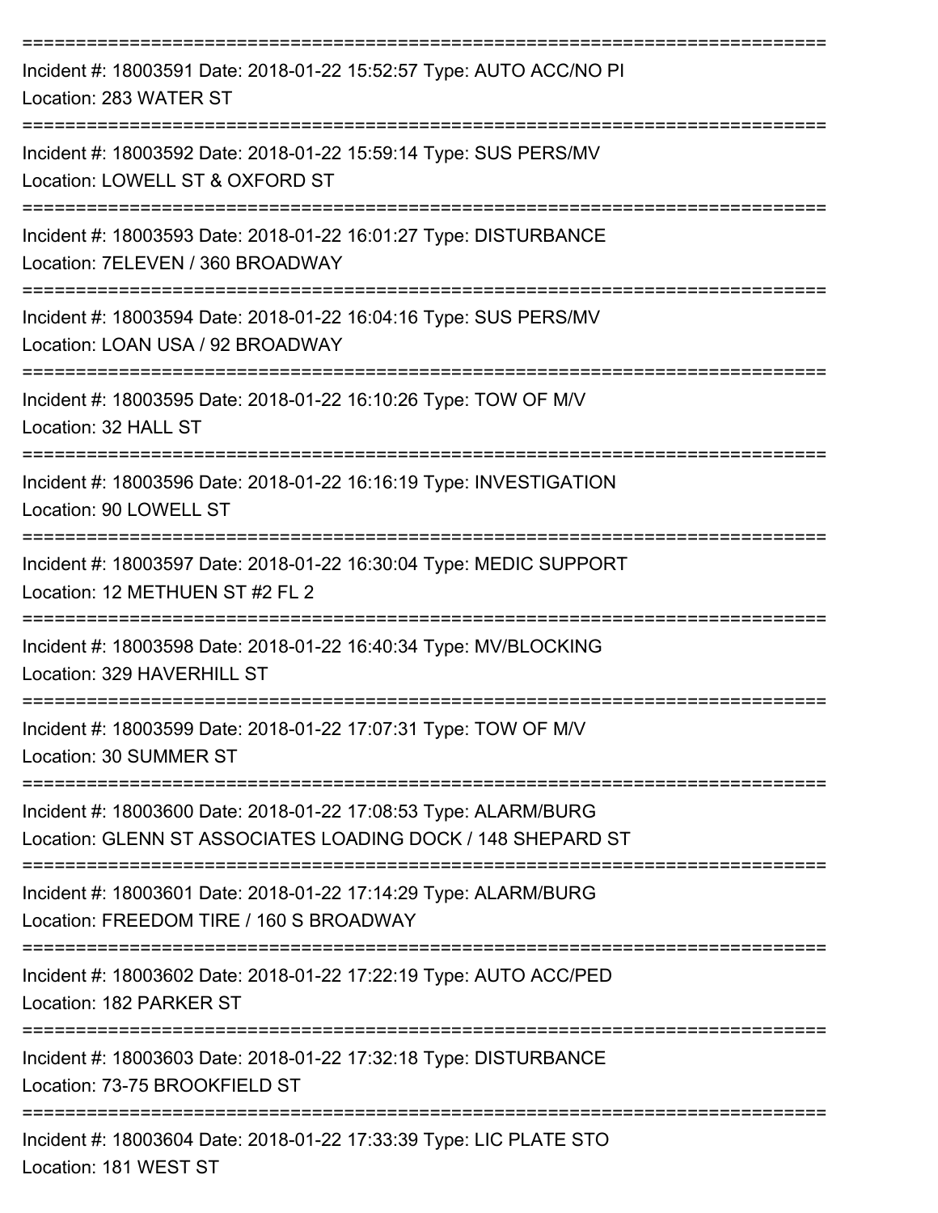===========================================================================

Incident #: 18003591 Date: 2018-01-22 15:52:57 Type: AUTO ACC/NO PI
Location: 283 WATER ST

===========================================================================

Incident #: 18003592 Date: 2018-01-22 15:59:14 Type: SUS PERS/MV
Location: LOWELL ST & OXFORD ST

===========================================================================

Incident #: 18003593 Date: 2018-01-22 16:01:27 Type: DISTURBANCE
Location: 7ELEVEN / 360 BROADWAY

===========================================================================

Incident #: 18003594 Date: 2018-01-22 16:04:16 Type: SUS PERS/MV
Location: LOAN USA / 92 BROADWAY

===========================================================================

Incident #: 18003595 Date: 2018-01-22 16:10:26 Type: TOW OF M/V
Location: 32 HALL ST

===========================================================================

Incident #: 18003596 Date: 2018-01-22 16:16:19 Type: INVESTIGATION
Location: 90 LOWELL ST

===========================================================================

Incident #: 18003597 Date: 2018-01-22 16:30:04 Type: MEDIC SUPPORT
Location: 12 METHUEN ST #2 FL 2

===========================================================================

Incident #: 18003598 Date: 2018-01-22 16:40:34 Type: MV/BLOCKING
Location: 329 HAVERHILL ST

===========================================================================

Incident #: 18003599 Date: 2018-01-22 17:07:31 Type: TOW OF M/V
Location: 30 SUMMER ST

===========================================================================

Incident #: 18003600 Date: 2018-01-22 17:08:53 Type: ALARM/BURG
Location: GLENN ST ASSOCIATES LOADING DOCK / 148 SHEPARD ST

===========================================================================

Incident #: 18003601 Date: 2018-01-22 17:14:29 Type: ALARM/BURG
Location: FREEDOM TIRE / 160 S BROADWAY

===========================================================================

Incident #: 18003602 Date: 2018-01-22 17:22:19 Type: AUTO ACC/PED
Location: 182 PARKER ST

===========================================================================

Incident #: 18003603 Date: 2018-01-22 17:32:18 Type: DISTURBANCE
Location: 73-75 BROOKFIELD ST

===========================================================================

Incident #: 18003604 Date: 2018-01-22 17:33:39 Type: LIC PLATE STO
Location: 181 WEST ST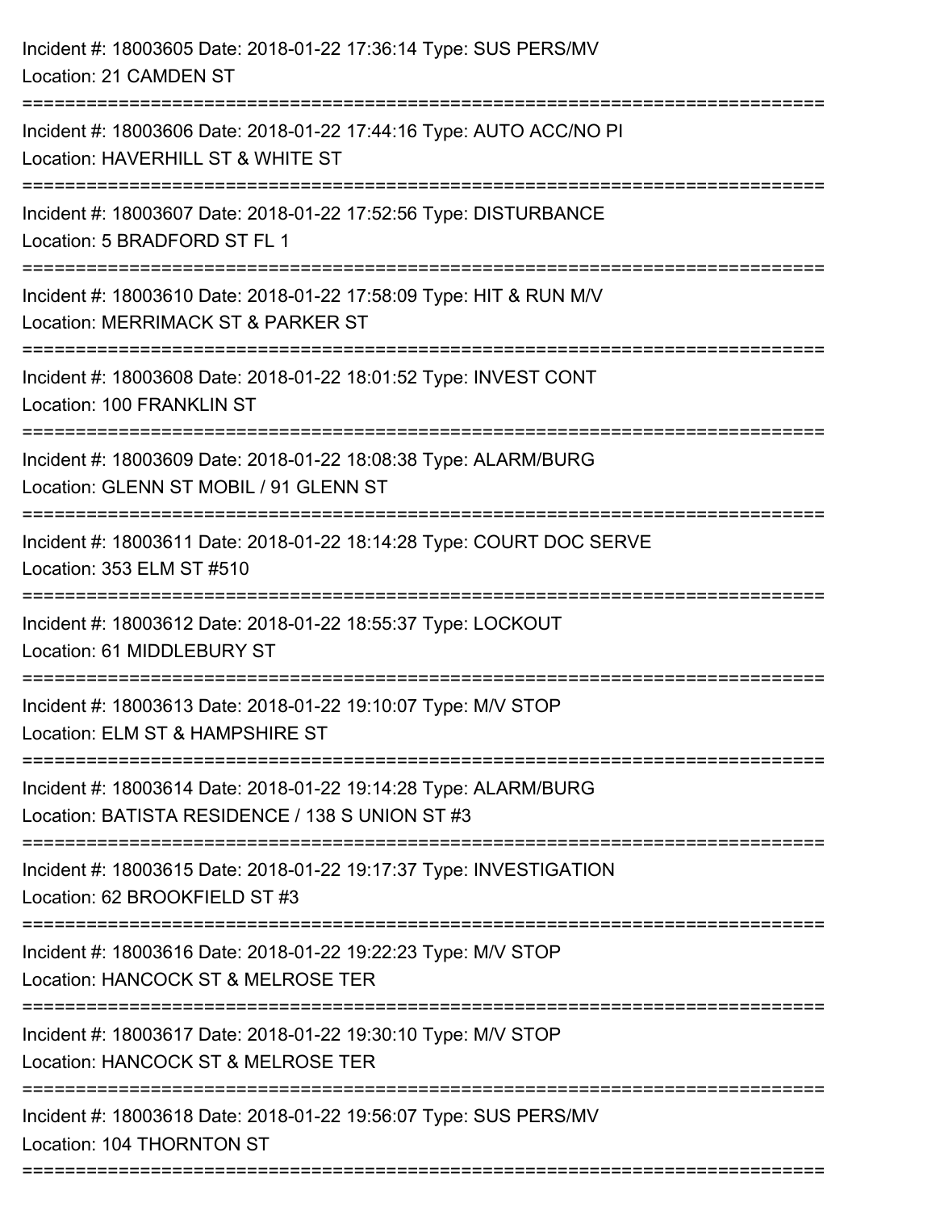Incident #: 18003605 Date: 2018-01-22 17:36:14 Type: SUS PERS/MV
Location: 21 CAMDEN ST

===========================================================================

Incident #: 18003606 Date: 2018-01-22 17:44:16 Type: AUTO ACC/NO PI
Location: HAVERHILL ST & WHITE ST

===========================================================================

Incident #: 18003607 Date: 2018-01-22 17:52:56 Type: DISTURBANCE
Location: 5 BRADFORD ST FL 1

===========================================================================

Incident #: 18003610 Date: 2018-01-22 17:58:09 Type: HIT & RUN M/V
Location: MERRIMACK ST & PARKER ST

===========================================================================

Incident #: 18003608 Date: 2018-01-22 18:01:52 Type: INVEST CONT
Location: 100 FRANKLIN ST

===========================================================================

Incident #: 18003609 Date: 2018-01-22 18:08:38 Type: ALARM/BURG
Location: GLENN ST MOBIL / 91 GLENN ST

===========================================================================

Incident #: 18003611 Date: 2018-01-22 18:14:28 Type: COURT DOC SERVE
Location: 353 ELM ST #510

===========================================================================

Incident #: 18003612 Date: 2018-01-22 18:55:37 Type: LOCKOUT
Location: 61 MIDDLEBURY ST

===========================================================================

Incident #: 18003613 Date: 2018-01-22 19:10:07 Type: M/V STOP
Location: ELM ST & HAMPSHIRE ST

===========================================================================

Incident #: 18003614 Date: 2018-01-22 19:14:28 Type: ALARM/BURG
Location: BATISTA RESIDENCE / 138 S UNION ST #3

===========================================================================

Incident #: 18003615 Date: 2018-01-22 19:17:37 Type: INVESTIGATION
Location: 62 BROOKFIELD ST #3

===========================================================================

Incident #: 18003616 Date: 2018-01-22 19:22:23 Type: M/V STOP
Location: HANCOCK ST & MELROSE TER

===========================================================================

Incident #: 18003617 Date: 2018-01-22 19:30:10 Type: M/V STOP
Location: HANCOCK ST & MELROSE TER

===========================================================================

Incident #: 18003618 Date: 2018-01-22 19:56:07 Type: SUS PERS/MV
Location: 104 THORNTON ST

===========================================================================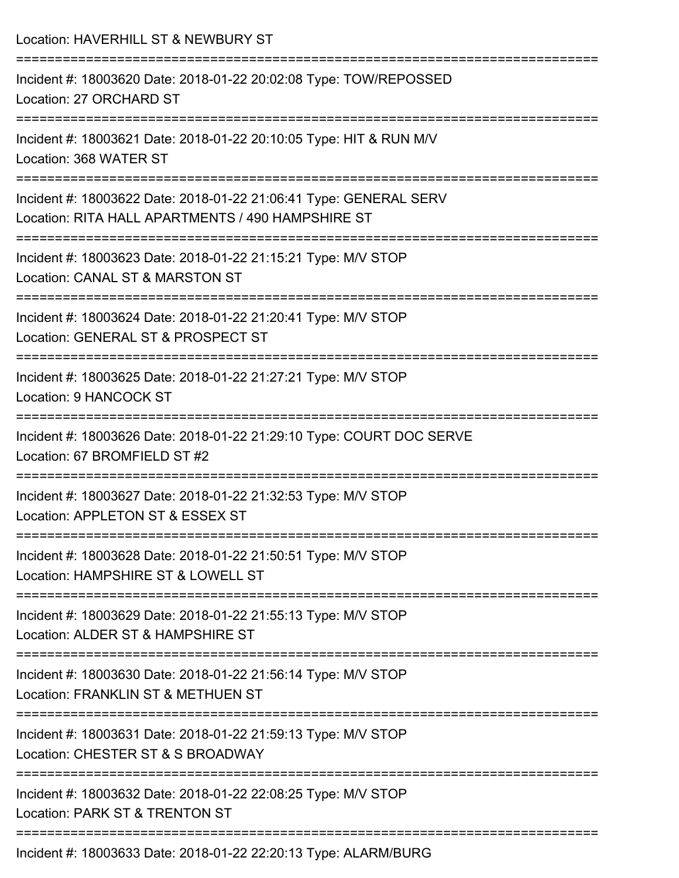Location: HAVERHILL ST & NEWBURY ST

===========================================================================

Incident #: 18003620 Date: 2018-01-22 20:02:08 Type: TOW/REPOSSED
Location: 27 ORCHARD ST

===========================================================================

Incident #: 18003621 Date: 2018-01-22 20:10:05 Type: HIT & RUN M/V
Location: 368 WATER ST

===========================================================================

Incident #: 18003622 Date: 2018-01-22 21:06:41 Type: GENERAL SERV
Location: RITA HALL APARTMENTS / 490 HAMPSHIRE ST

===========================================================================

Incident #: 18003623 Date: 2018-01-22 21:15:21 Type: M/V STOP
Location: CANAL ST & MARSTON ST

===========================================================================

Incident #: 18003624 Date: 2018-01-22 21:20:41 Type: M/V STOP
Location: GENERAL ST & PROSPECT ST

===========================================================================

Incident #: 18003625 Date: 2018-01-22 21:27:21 Type: M/V STOP
Location: 9 HANCOCK ST

===========================================================================

Incident #: 18003626 Date: 2018-01-22 21:29:10 Type: COURT DOC SERVE
Location: 67 BROMFIELD ST #2

===========================================================================

Incident #: 18003627 Date: 2018-01-22 21:32:53 Type: M/V STOP
Location: APPLETON ST & ESSEX ST

===========================================================================

Incident #: 18003628 Date: 2018-01-22 21:50:51 Type: M/V STOP
Location: HAMPSHIRE ST & LOWELL ST

===========================================================================

Incident #: 18003629 Date: 2018-01-22 21:55:13 Type: M/V STOP
Location: ALDER ST & HAMPSHIRE ST

===========================================================================

Incident #: 18003630 Date: 2018-01-22 21:56:14 Type: M/V STOP
Location: FRANKLIN ST & METHUEN ST

===========================================================================

Incident #: 18003631 Date: 2018-01-22 21:59:13 Type: M/V STOP
Location: CHESTER ST & S BROADWAY

===========================================================================

Incident #: 18003632 Date: 2018-01-22 22:08:25 Type: M/V STOP
Location: PARK ST & TRENTON ST

===========================================================================

Incident #: 18003633 Date: 2018-01-22 22:20:13 Type: ALARM/BURG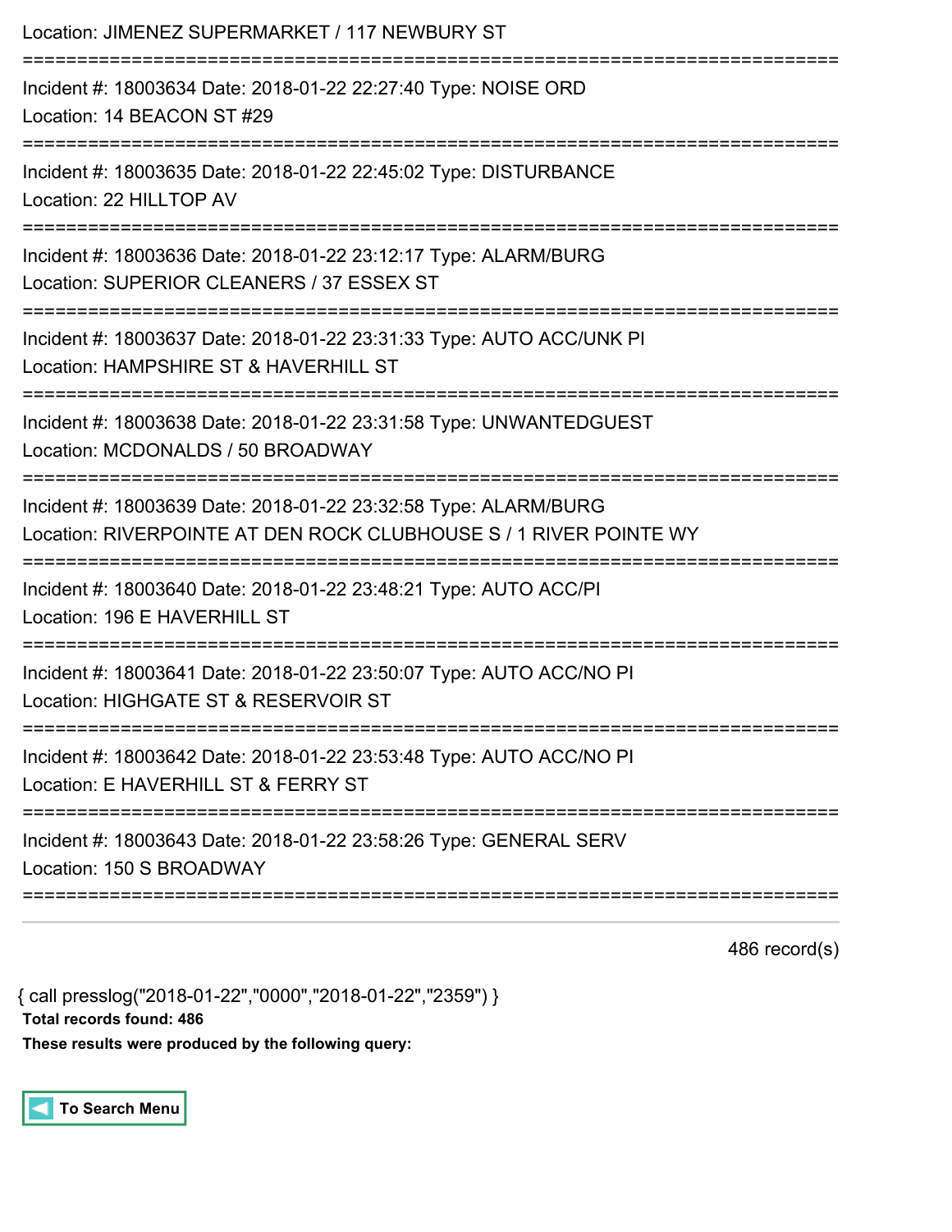Location: JIMENEZ SUPERMARKET / 117 NEWBURY ST

===========================================================================

Incident #: 18003634 Date: 2018-01-22 22:27:40 Type: NOISE ORD

Location: 14 BEACON ST #29

===========================================================================

Incident #: 18003635 Date: 2018-01-22 22:45:02 Type: DISTURBANCE

Location: 22 HILLTOP AV

===========================================================================

Incident #: 18003636 Date: 2018-01-22 23:12:17 Type: ALARM/BURG

Location: SUPERIOR CLEANERS / 37 ESSEX ST

===========================================================================

Incident #: 18003637 Date: 2018-01-22 23:31:33 Type: AUTO ACC/UNK PI

Location: HAMPSHIRE ST & HAVERHILL ST

===========================================================================

Incident #: 18003638 Date: 2018-01-22 23:31:58 Type: UNWANTEDGUEST

Location: MCDONALDS / 50 BROADWAY

===========================================================================

Incident #: 18003639 Date: 2018-01-22 23:32:58 Type: ALARM/BURG

Location: RIVERPOINTE AT DEN ROCK CLUBHOUSE S / 1 RIVER POINTE WY

===========================================================================

Incident #: 18003640 Date: 2018-01-22 23:48:21 Type: AUTO ACC/PI

Location: 196 E HAVERHILL ST

===========================================================================

Incident #: 18003641 Date: 2018-01-22 23:50:07 Type: AUTO ACC/NO PI

Location: HIGHGATE ST & RESERVOIR ST

===========================================================================

Incident #: 18003642 Date: 2018-01-22 23:53:48 Type: AUTO ACC/NO PI

Location: E HAVERHILL ST & FERRY ST

===========================================================================

Incident #: 18003643 Date: 2018-01-22 23:58:26 Type: GENERAL SERV

Location: 150 S BROADWAY

===========================================================================

486 record(s)

{ call presslog("2018-01-22","0000","2018-01-22","2359") }

**Total records found: 486**

**These results were produced by the following query:**

To Search Menu